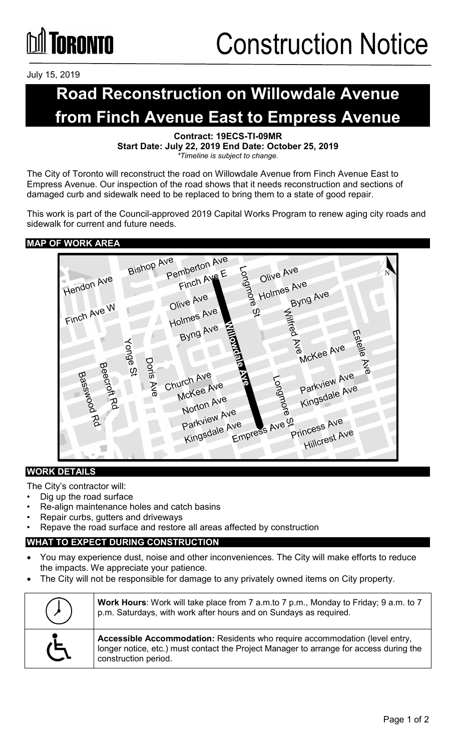# Toronto

# Construction Notice

July 15, 2019

## Road Reconstruction on Willowdale Avenue from Finch Avenue East to Empress Avenue

**Contract: 19ECS-TI-09MR**
**Start Date: July 22, 2019 End Date: October 25, 2019**
*\*Timeline is subject to change.*

The City of Toronto will reconstruct the road on Willowdale Avenue from Finch Avenue East to Empress Avenue. Our inspection of the road shows that it needs reconstruction and sections of damaged curb and sidewalk need to be replaced to bring them to a state of good repair.

This work is part of the Council-approved 2019 Capital Works Program to renew aging city roads and sidewalk for current and future needs.

### MAP OF WORK AREA

### WORK DETAILS

The City's contractor will:

- Dig up the road surface
- Re-align maintenance holes and catch basins
- Repair curbs, gutters and driveways
- Repave the road surface and restore all areas affected by construction

### WHAT TO EXPECT DURING CONSTRUCTION

- You may experience dust, noise and other inconveniences. The City will make efforts to reduce the impacts. We appreciate your patience.
- The City will not be responsible for damage to any privately owned items on City property.

**Work Hours**: Work will take place from 7 a.m.to 7 p.m., Monday to Friday; 9 a.m. to 7 p.m. Saturdays, with work after hours and on Sundays as required.

**Accessible Accommodation:** Residents who require accommodation (level entry, longer notice, etc.) must contact the Project Manager to arrange for access during the construction period.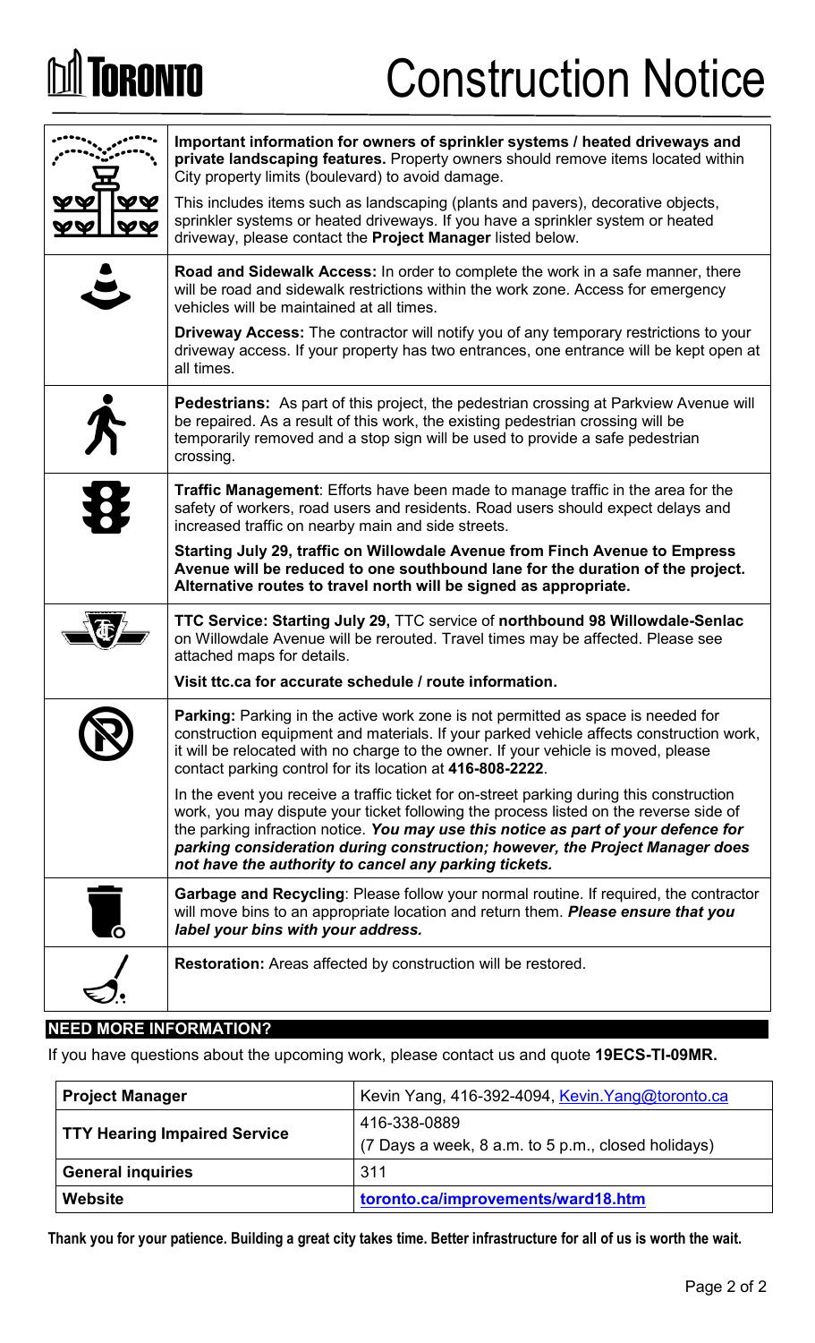# Construction Notice

**Important information for owners of sprinkler systems / heated driveways and private landscaping features.** Property owners should remove items located within City property limits (boulevard) to avoid damage.

This includes items such as landscaping (plants and pavers), decorative objects, sprinkler systems or heated driveways. If you have a sprinkler system or heated driveway, please contact the **Project Manager** listed below.

**Road and Sidewalk Access:** In order to complete the work in a safe manner, there will be road and sidewalk restrictions within the work zone. Access for emergency vehicles will be maintained at all times.

**Driveway Access:** The contractor will notify you of any temporary restrictions to your driveway access. If your property has two entrances, one entrance will be kept open at all times.

**Pedestrians:** As part of this project, the pedestrian crossing at Parkview Avenue will be repaired. As a result of this work, the existing pedestrian crossing will be temporarily removed and a stop sign will be used to provide a safe pedestrian crossing.

**Traffic Management**: Efforts have been made to manage traffic in the area for the safety of workers, road users and residents. Road users should expect delays and increased traffic on nearby main and side streets.

**Starting July 29, traffic on Willowdale Avenue from Finch Avenue to Empress Avenue will be reduced to one southbound lane for the duration of the project. Alternative routes to travel north will be signed as appropriate.**

**TTC Service: Starting July 29,** TTC service of **northbound 98 Willowdale-Senlac** on Willowdale Avenue will be rerouted. Travel times may be affected. Please see attached maps for details.

**Visit ttc.ca for accurate schedule / route information.**

**Parking:** Parking in the active work zone is not permitted as space is needed for construction equipment and materials. If your parked vehicle affects construction work, it will be relocated with no charge to the owner. If your vehicle is moved, please contact parking control for its location at **416-808-2222**.

In the event you receive a traffic ticket for on-street parking during this construction work, you may dispute your ticket following the process listed on the reverse side of the parking infraction notice. ***You may use this notice as part of your defence for parking consideration during construction; however, the Project Manager does not have the authority to cancel any parking tickets.***

**Garbage and Recycling**: Please follow your normal routine. If required, the contractor will move bins to an appropriate location and return them. ***Please ensure that you label your bins with your address.***

**Restoration:** Areas affected by construction will be restored.

## NEED MORE INFORMATION?

If you have questions about the upcoming work, please contact us and quote **19ECS-TI-09MR.**

| | |
|---|---|
| **Project Manager** | Kevin Yang, 416-392-4094, Kevin.Yang@toronto.ca |
| **TTY Hearing Impaired Service** | 416-338-0889<br>(7 Days a week, 8 a.m. to 5 p.m., closed holidays) |
| **General inquiries** | 311 |
| **Website** | **toronto.ca/improvements/ward18.htm** |

**Thank you for your patience. Building a great city takes time. Better infrastructure for all of us is worth the wait.**